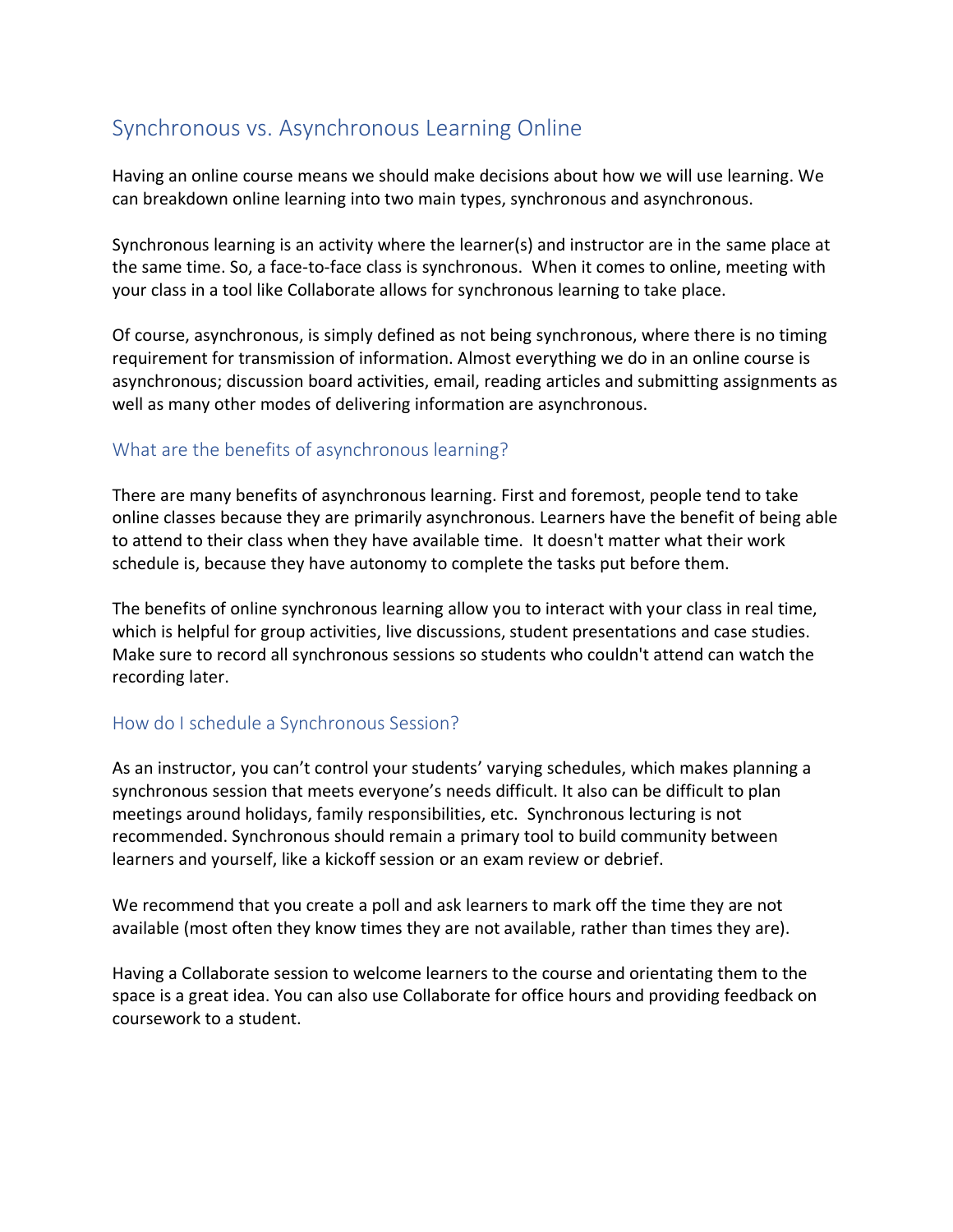# Synchronous vs. Asynchronous Learning Online

Having an online course means we should make decisions about how we will use learning. We can breakdown online learning into two main types, synchronous and asynchronous.

Synchronous learning is an activity where the learner(s) and instructor are in the same place at the same time. So, a face-to-face class is synchronous. When it comes to online, meeting with your class in a tool like Collaborate allows for synchronous learning to take place.

Of course, asynchronous, is simply defined as not being synchronous, where there is no timing requirement for transmission of information. Almost everything we do in an online course is asynchronous; discussion board activities, email, reading articles and submitting assignments as well as many other modes of delivering information are asynchronous.

## What are the benefits of asynchronous learning?

There are many benefits of asynchronous learning. First and foremost, people tend to take online classes because they are primarily asynchronous. Learners have the benefit of being able to attend to their class when they have available time. It doesn't matter what their work schedule is, because they have autonomy to complete the tasks put before them.

The benefits of online synchronous learning allow you to interact with your class in real time, which is helpful for group activities, live discussions, student presentations and case studies. Make sure to record all synchronous sessions so students who couldn't attend can watch the recording later.

## How do I schedule a Synchronous Session?

As an instructor, you can't control your students' varying schedules, which makes planning a synchronous session that meets everyone's needs difficult. It also can be difficult to plan meetings around holidays, family responsibilities, etc. Synchronous lecturing is not recommended. Synchronous should remain a primary tool to build community between learners and yourself, like a kickoff session or an exam review or debrief.

We recommend that you create a poll and ask learners to mark off the time they are not available (most often they know times they are not available, rather than times they are).

Having a Collaborate session to welcome learners to the course and orientating them to the space is a great idea. You can also use Collaborate for office hours and providing feedback on coursework to a student.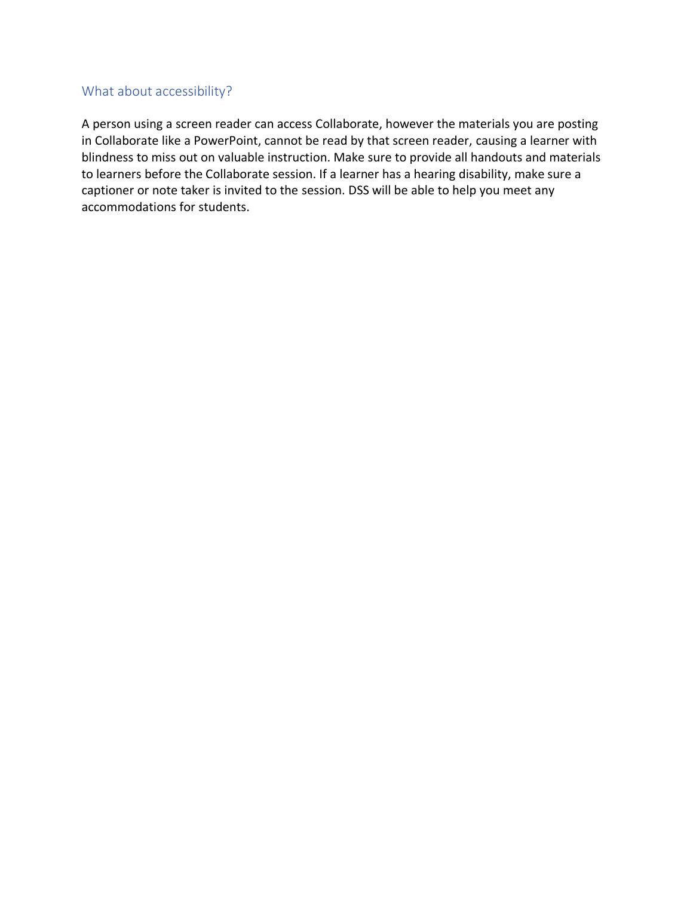## What about accessibility?

A person using a screen reader can access Collaborate, however the materials you are posting in Collaborate like a PowerPoint, cannot be read by that screen reader, causing a learner with blindness to miss out on valuable instruction. Make sure to provide all handouts and materials to learners before the Collaborate session. If a learner has a hearing disability, make sure a captioner or note taker is invited to the session. DSS will be able to help you meet any accommodations for students.